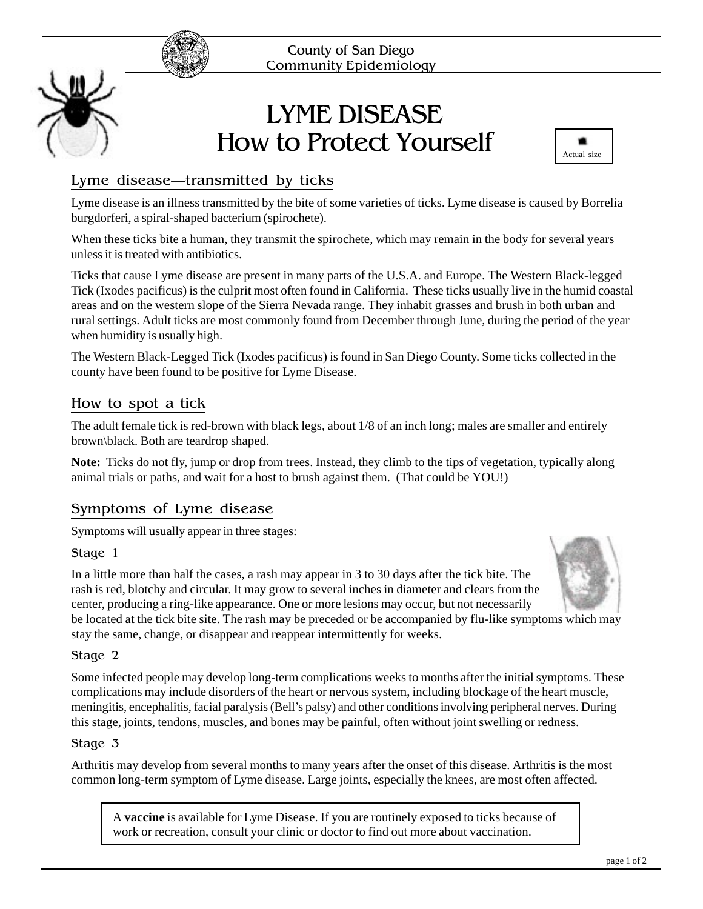County of San Diego
Community Epidemiology

# LYME DISEASE
# How to Protect Yourself

Actual size

## Lyme disease—transmitted by ticks

Lyme disease is an illness transmitted by the bite of some varieties of ticks. Lyme disease is caused by Borrelia burgdorferi, a spiral-shaped bacterium (spirochete).

When these ticks bite a human, they transmit the spirochete, which may remain in the body for several years unless it is treated with antibiotics.

Ticks that cause Lyme disease are present in many parts of the U.S.A. and Europe. The Western Black-legged Tick (Ixodes pacificus) is the culprit most often found in California. These ticks usually live in the humid coastal areas and on the western slope of the Sierra Nevada range. They inhabit grasses and brush in both urban and rural settings. Adult ticks are most commonly found from December through June, during the period of the year when humidity is usually high.

The Western Black-Legged Tick (Ixodes pacificus) is found in San Diego County. Some ticks collected in the county have been found to be positive for Lyme Disease.

## How to spot a tick

The adult female tick is red-brown with black legs, about 1/8 of an inch long; males are smaller and entirely brown\black. Both are teardrop shaped.

**Note:** Ticks do not fly, jump or drop from trees. Instead, they climb to the tips of vegetation, typically along animal trials or paths, and wait for a host to brush against them. (That could be YOU!)

## Symptoms of Lyme disease

Symptoms will usually appear in three stages:

### Stage 1

In a little more than half the cases, a rash may appear in 3 to 30 days after the tick bite. The rash is red, blotchy and circular. It may grow to several inches in diameter and clears from the center, producing a ring-like appearance. One or more lesions may occur, but not necessarily be located at the tick bite site. The rash may be preceded or be accompanied by flu-like symptoms which may stay the same, change, or disappear and reappear intermittently for weeks.

### Stage 2

Some infected people may develop long-term complications weeks to months after the initial symptoms. These complications may include disorders of the heart or nervous system, including blockage of the heart muscle, meningitis, encephalitis, facial paralysis (Bell's palsy) and other conditions involving peripheral nerves. During this stage, joints, tendons, muscles, and bones may be painful, often without joint swelling or redness.

### Stage 3

Arthritis may develop from several months to many years after the onset of this disease. Arthritis is the most common long-term symptom of Lyme disease. Large joints, especially the knees, are most often affected.

A **vaccine** is available for Lyme Disease. If you are routinely exposed to ticks because of work or recreation, consult your clinic or doctor to find out more about vaccination.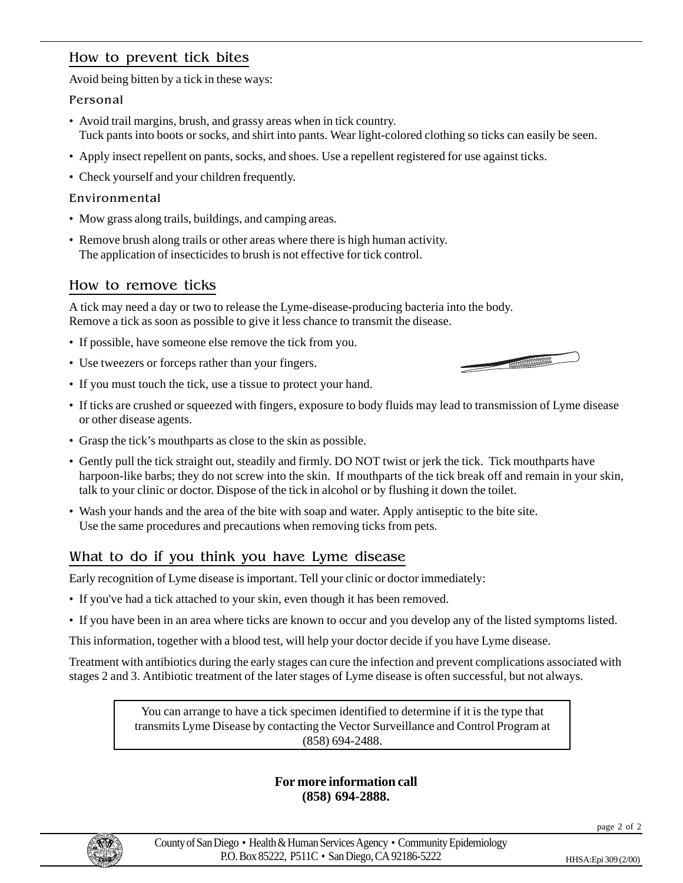## How to prevent tick bites

Avoid being bitten by a tick in these ways:

### Personal

- Avoid trail margins, brush, and grassy areas when in tick country. Tuck pants into boots or socks, and shirt into pants. Wear light-colored clothing so ticks can easily be seen.
- Apply insect repellent on pants, socks, and shoes. Use a repellent registered for use against ticks.
- Check yourself and your children frequently.

### Environmental

- Mow grass along trails, buildings, and camping areas.
- Remove brush along trails or other areas where there is high human activity. The application of insecticides to brush is not effective for tick control.

## How to remove ticks

A tick may need a day or two to release the Lyme-disease-producing bacteria into the body. Remove a tick as soon as possible to give it less chance to transmit the disease.

- If possible, have someone else remove the tick from you.
- Use tweezers or forceps rather than your fingers.
- If you must touch the tick, use a tissue to protect your hand.
- If ticks are crushed or squeezed with fingers, exposure to body fluids may lead to transmission of Lyme disease or other disease agents.
- Grasp the tick's mouthparts as close to the skin as possible.
- Gently pull the tick straight out, steadily and firmly. DO NOT twist or jerk the tick. Tick mouthparts have harpoon-like barbs; they do not screw into the skin. If mouthparts of the tick break off and remain in your skin, talk to your clinic or doctor. Dispose of the tick in alcohol or by flushing it down the toilet.
- Wash your hands and the area of the bite with soap and water. Apply antiseptic to the bite site. Use the same procedures and precautions when removing ticks from pets.

## What to do if you think you have Lyme disease

Early recognition of Lyme disease is important. Tell your clinic or doctor immediately:

- If you've had a tick attached to your skin, even though it has been removed.
- If you have been in an area where ticks are known to occur and you develop any of the listed symptoms listed.

This information, together with a blood test, will help your doctor decide if you have Lyme disease.

Treatment with antibiotics during the early stages can cure the infection and prevent complications associated with stages 2 and 3. Antibiotic treatment of the later stages of Lyme disease is often successful, but not always.

> You can arrange to have a tick specimen identified to determine if it is the type that transmits Lyme Disease by contacting the Vector Surveillance and Control Program at (858) 694-2488.

**For more information call**
**(858) 694-2888.**

County of San Diego • Health & Human Services Agency • Community Epidemiology
P.O. Box 85222, P511C • San Diego, CA 92186-5222

HHSA:Epi 309 (2/00)